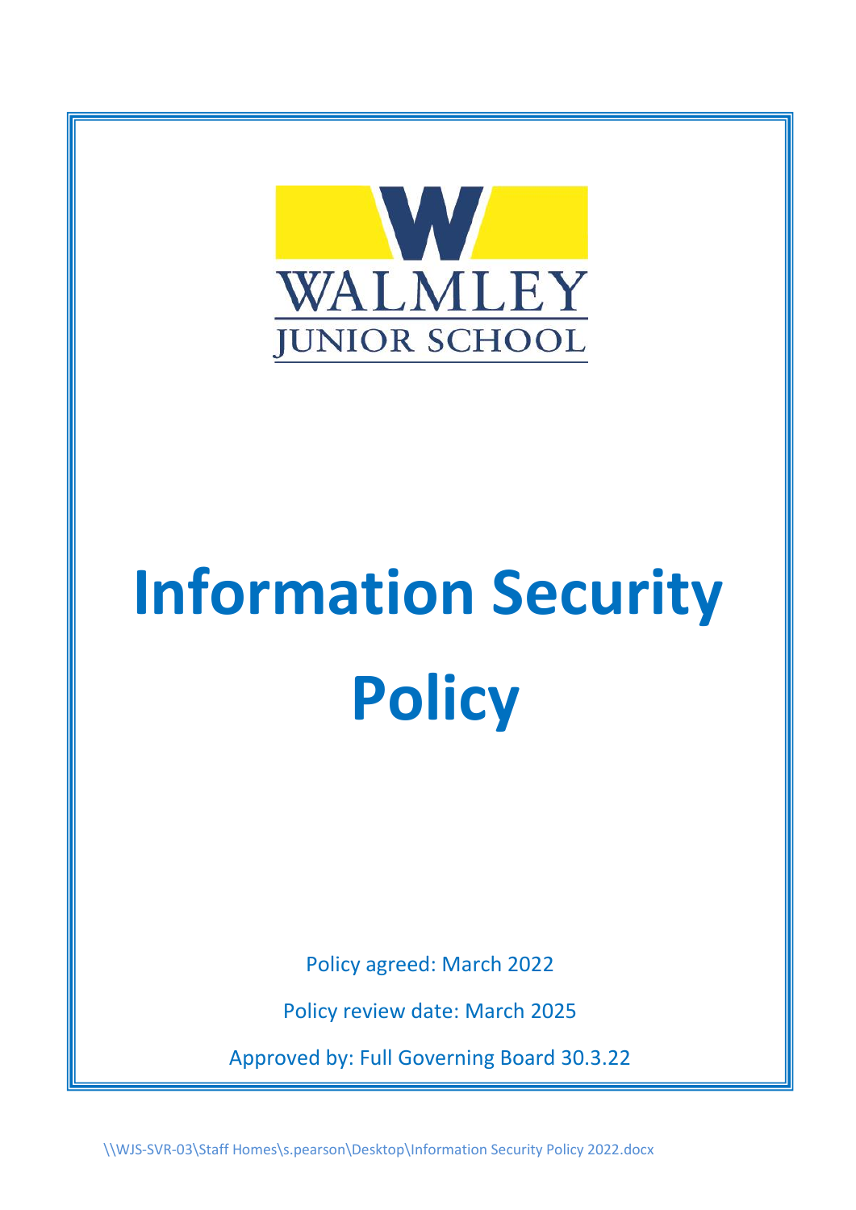WALMLEY
JUNIOR SCHOOL

# Information Security Policy

Policy agreed: March 2022

Policy review date: March 2025

Approved by: Full Governing Board 30.3.22

\\WJS-SVR-03\Staff Homes\s.pearson\Desktop\Information Security Policy 2022.docx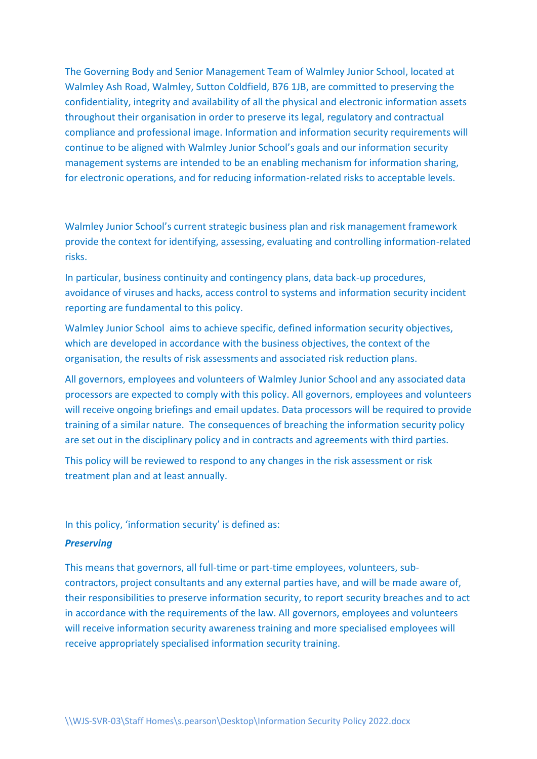The Governing Body and Senior Management Team of Walmley Junior School, located at Walmley Ash Road, Walmley, Sutton Coldfield, B76 1JB, are committed to preserving the confidentiality, integrity and availability of all the physical and electronic information assets throughout their organisation in order to preserve its legal, regulatory and contractual compliance and professional image. Information and information security requirements will continue to be aligned with Walmley Junior School's goals and our information security management systems are intended to be an enabling mechanism for information sharing, for electronic operations, and for reducing information-related risks to acceptable levels.

Walmley Junior School's current strategic business plan and risk management framework provide the context for identifying, assessing, evaluating and controlling information-related risks.

In particular, business continuity and contingency plans, data back-up procedures, avoidance of viruses and hacks, access control to systems and information security incident reporting are fundamental to this policy.

Walmley Junior School aims to achieve specific, defined information security objectives, which are developed in accordance with the business objectives, the context of the organisation, the results of risk assessments and associated risk reduction plans.

All governors, employees and volunteers of Walmley Junior School and any associated data processors are expected to comply with this policy. All governors, employees and volunteers will receive ongoing briefings and email updates. Data processors will be required to provide training of a similar nature. The consequences of breaching the information security policy are set out in the disciplinary policy and in contracts and agreements with third parties.

This policy will be reviewed to respond to any changes in the risk assessment or risk treatment plan and at least annually.

In this policy, 'information security' is defined as:

***Preserving***

This means that governors, all full-time or part-time employees, volunteers, sub-contractors, project consultants and any external parties have, and will be made aware of, their responsibilities to preserve information security, to report security breaches and to act in accordance with the requirements of the law. All governors, employees and volunteers will receive information security awareness training and more specialised employees will receive appropriately specialised information security training.

\\WJS-SVR-03\Staff Homes\s.pearson\Desktop\Information Security Policy 2022.docx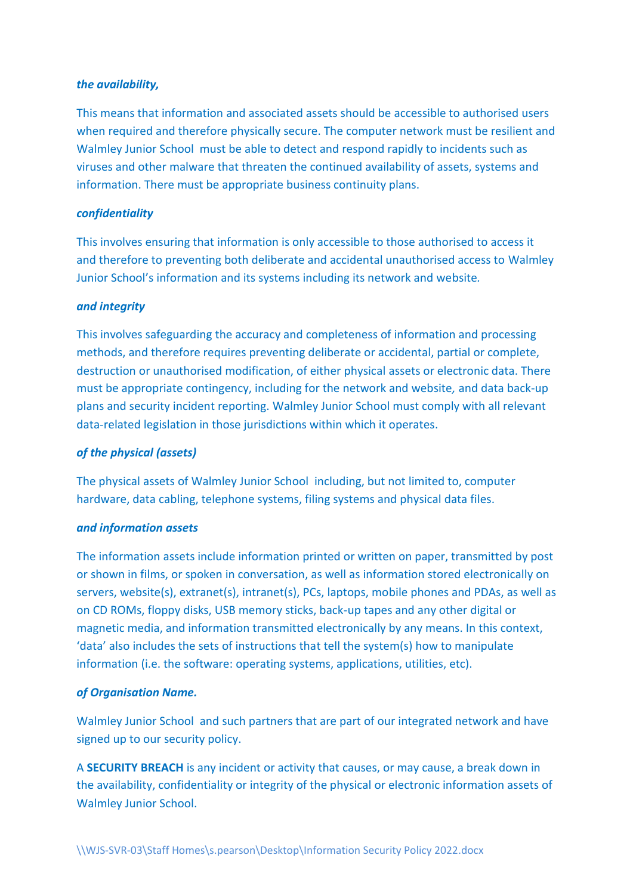***the availability,***

This means that information and associated assets should be accessible to authorised users when required and therefore physically secure. The computer network must be resilient and Walmley Junior School must be able to detect and respond rapidly to incidents such as viruses and other malware that threaten the continued availability of assets, systems and information. There must be appropriate business continuity plans.

***confidentiality***

This involves ensuring that information is only accessible to those authorised to access it and therefore to preventing both deliberate and accidental unauthorised access to Walmley Junior School's information and its systems including its network and website.

***and integrity***

This involves safeguarding the accuracy and completeness of information and processing methods, and therefore requires preventing deliberate or accidental, partial or complete, destruction or unauthorised modification, of either physical assets or electronic data. There must be appropriate contingency, including for the network and website, and data back-up plans and security incident reporting. Walmley Junior School must comply with all relevant data-related legislation in those jurisdictions within which it operates.

***of the physical (assets)***

The physical assets of Walmley Junior School including, but not limited to, computer hardware, data cabling, telephone systems, filing systems and physical data files.

***and information assets***

The information assets include information printed or written on paper, transmitted by post or shown in films, or spoken in conversation, as well as information stored electronically on servers, website(s), extranet(s), intranet(s), PCs, laptops, mobile phones and PDAs, as well as on CD ROMs, floppy disks, USB memory sticks, back-up tapes and any other digital or magnetic media, and information transmitted electronically by any means. In this context, 'data' also includes the sets of instructions that tell the system(s) how to manipulate information (i.e. the software: operating systems, applications, utilities, etc).

***of Organisation Name.***

Walmley Junior School and such partners that are part of our integrated network and have signed up to our security policy.

A **SECURITY BREACH** is any incident or activity that causes, or may cause, a break down in the availability, confidentiality or integrity of the physical or electronic information assets of Walmley Junior School.